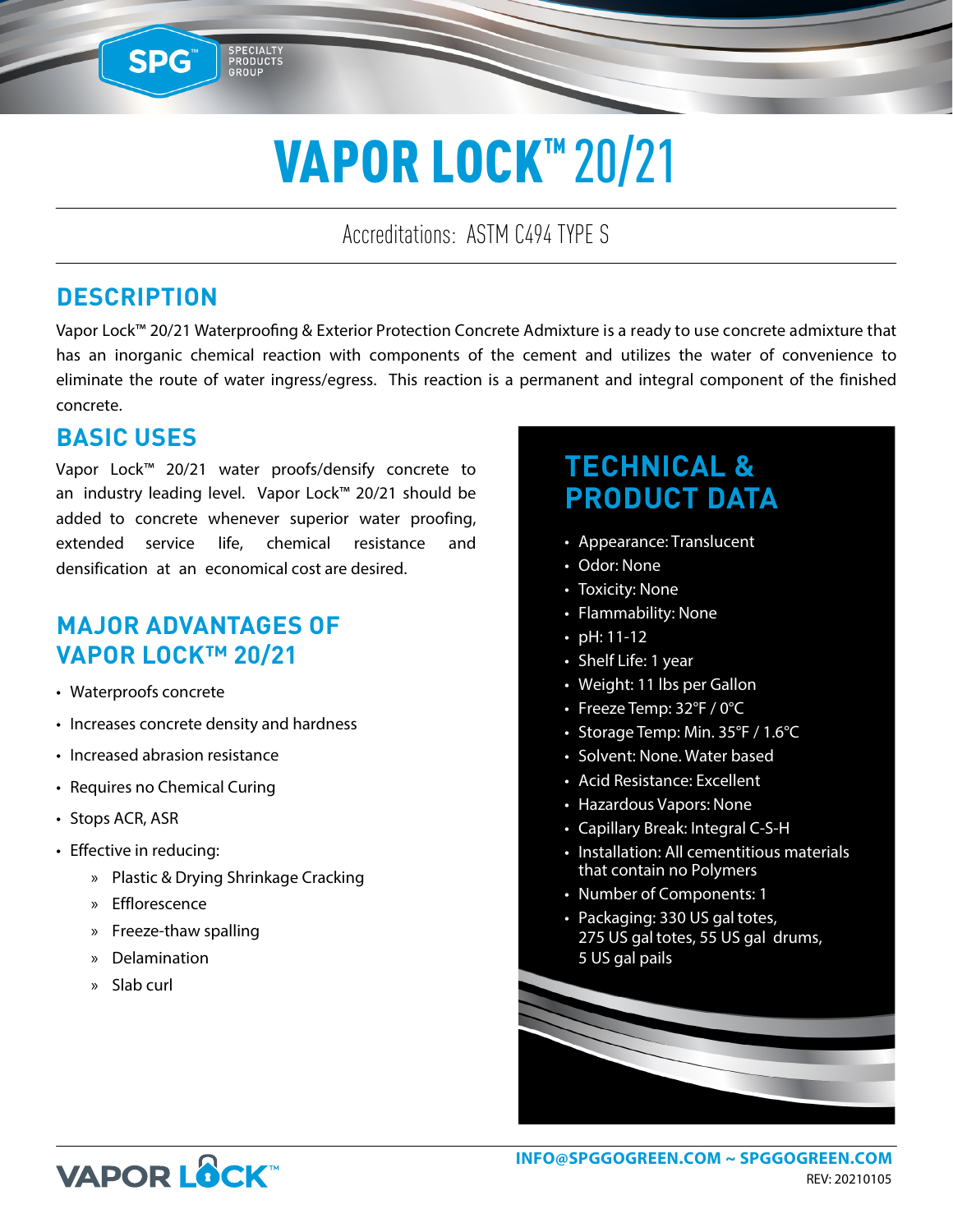# VAPOR LOCK™ 20/21

Accreditations: ASTM C494 TYPE S

## DESCRIPTION

Vapor Lock™ 20/21 Waterproofing & Exterior Protection Concrete Admixture is a ready to use concrete admixture that has an inorganic chemical reaction with components of the cement and utilizes the water of convenience to eliminate the route of water ingress/egress. This reaction is a permanent and integral component of the finished concrete.

## BASIC USES

Vapor Lock™ 20/21 water proofs/densify concrete to an industry leading level. Vapor Lock™ 20/21 should be added to concrete whenever superior water proofing, extended service life, chemical resistance and densification at an economical cost are desired.

## MAJOR ADVANTAGES OF VAPOR LOCK™ 20/21

- Waterproofs concrete
- Increases concrete density and hardness
- Increased abrasion resistance
- Requires no Chemical Curing
- Stops ACR, ASR
- Effective in reducing:
  - Plastic & Drying Shrinkage Cracking
  - Efflorescence
  - Freeze-thaw spalling
  - Delamination
  - Slab curl

## TECHNICAL & PRODUCT DATA

- Appearance: Translucent
- Odor: None
- Toxicity: None
- Flammability: None
- pH: 11-12
- Shelf Life: 1 year
- Weight: 11 lbs per Gallon
- Freeze Temp: 32°F / 0°C
- Storage Temp: Min. 35°F / 1.6°C
- Solvent: None. Water based
- Acid Resistance: Excellent
- Hazardous Vapors: None
- Capillary Break: Integral C-S-H
- Installation: All cementitious materials that contain no Polymers
- Number of Components: 1
- Packaging: 330 US gal totes, 275 US gal totes, 55 US gal drums, 5 US gal pails

INFO@SPGGOGREEN.COM ~ SPGGOGREEN.COM

REV: 20210105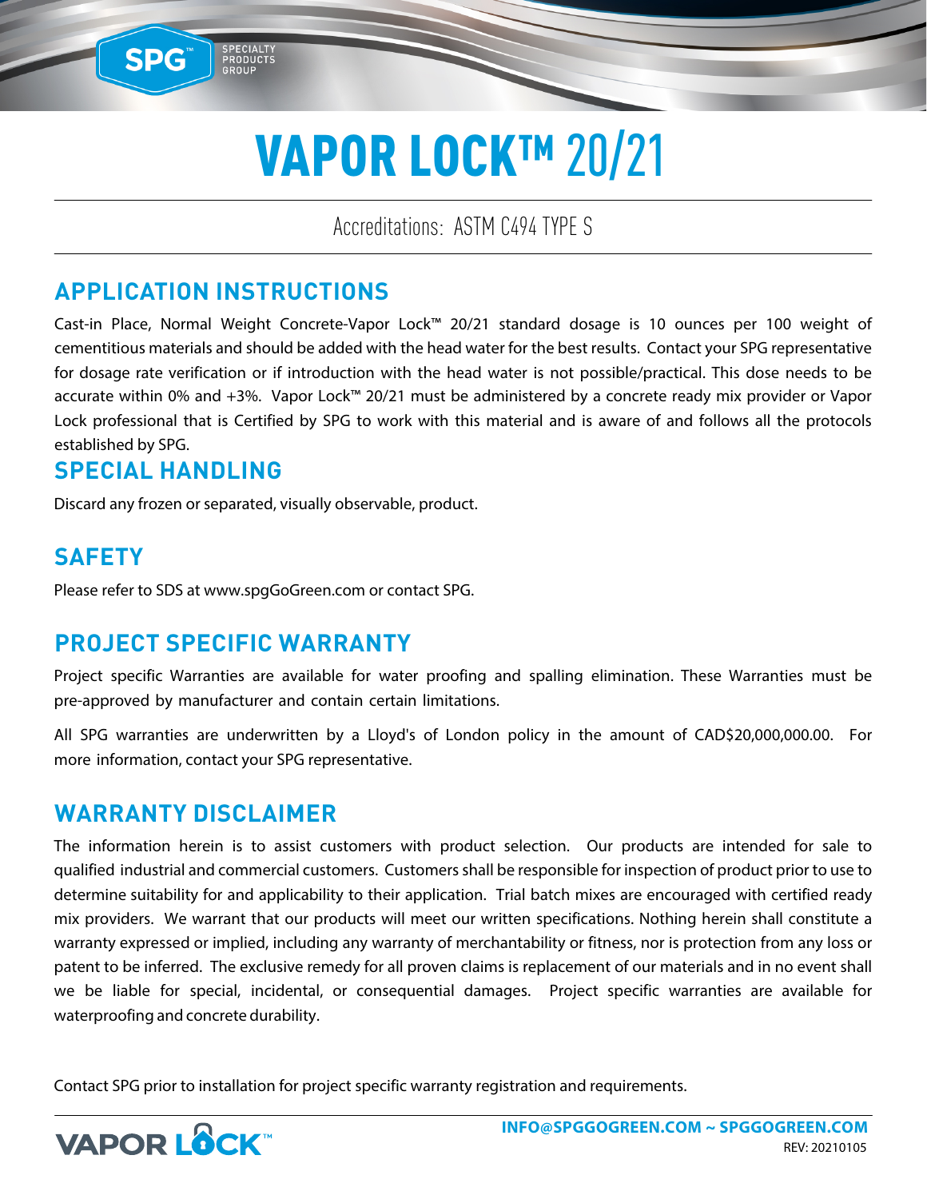# VAPOR LOCK™ 20/21

Accreditations: ASTM C494 TYPE S

## APPLICATION INSTRUCTIONS

Cast-in Place, Normal Weight Concrete-Vapor Lock™ 20/21 standard dosage is 10 ounces per 100 weight of cementitious materials and should be added with the head water for the best results. Contact your SPG representative for dosage rate verification or if introduction with the head water is not possible/practical. This dose needs to be accurate within 0% and +3%. Vapor Lock™ 20/21 must be administered by a concrete ready mix provider or Vapor Lock professional that is Certified by SPG to work with this material and is aware of and follows all the protocols established by SPG.

## SPECIAL HANDLING

Discard any frozen or separated, visually observable, product.

## SAFETY

Please refer to SDS at www.spgGoGreen.com or contact SPG.

## PROJECT SPECIFIC WARRANTY

Project specific Warranties are available for water proofing and spalling elimination. These Warranties must be pre-approved by manufacturer and contain certain limitations.

All SPG warranties are underwritten by a Lloyd's of London policy in the amount of CAD$20,000,000.00. For more information, contact your SPG representative.

## WARRANTY DISCLAIMER

The information herein is to assist customers with product selection. Our products are intended for sale to qualified industrial and commercial customers. Customers shall be responsible for inspection of product prior to use to determine suitability for and applicability to their application. Trial batch mixes are encouraged with certified ready mix providers. We warrant that our products will meet our written specifications. Nothing herein shall constitute a warranty expressed or implied, including any warranty of merchantability or fitness, nor is protection from any loss or patent to be inferred. The exclusive remedy for all proven claims is replacement of our materials and in no event shall we be liable for special, incidental, or consequential damages. Project specific warranties are available for waterproofing and concrete durability.

Contact SPG prior to installation for project specific warranty registration and requirements.

INFO@SPGGOGREEN.COM ~ SPGGOGREEN.COM

REV: 20210105